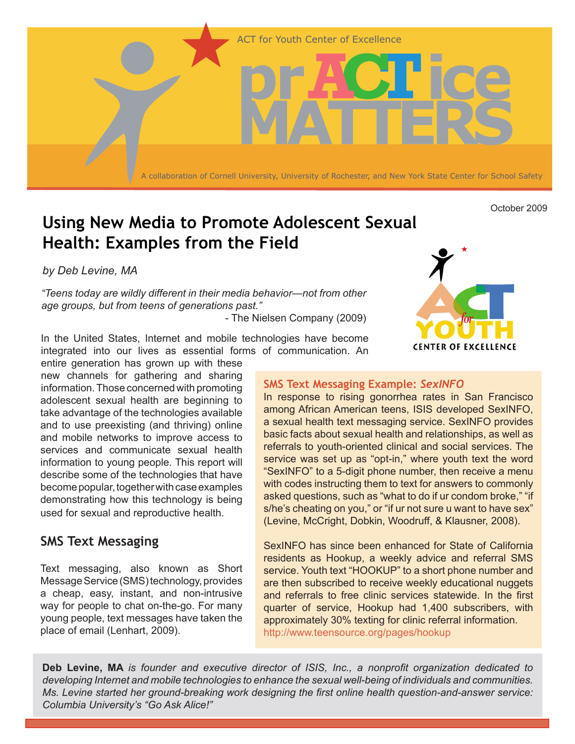ACT for Youth Center of Excellence

# prACTice MATTERS

A collaboration of Cornell University, University of Rochester, and New York State Center for School Safety

October 2009

## Using New Media to Promote Adolescent Sexual Health: Examples from the Field

*by Deb Levine, MA*

*"Teens today are wildly different in their media behavior—not from other age groups, but from teens of generations past."*

- The Nielsen Company (2009)

In the United States, Internet and mobile technologies have become integrated into our lives as essential forms of communication. An entire generation has grown up with these new channels for gathering and sharing information. Those concerned with promoting adolescent sexual health are beginning to take advantage of the technologies available and to use preexisting (and thriving) online and mobile networks to improve access to services and communicate sexual health information to young people. This report will describe some of the technologies that have become popular, together with case examples demonstrating how this technology is being used for sexual and reproductive health.

### SMS Text Messaging

Text messaging, also known as Short Message Service (SMS) technology, provides a cheap, easy, instant, and non-intrusive way for people to chat on-the-go. For many young people, text messages have taken the place of email (Lenhart, 2009).

#### SMS Text Messaging Example: *SexINFO*

In response to rising gonorrhea rates in San Francisco among African American teens, ISIS developed SexINFO, a sexual health text messaging service. SexINFO provides basic facts about sexual health and relationships, as well as referrals to youth-oriented clinical and social services. The service was set up as "opt-in," where youth text the word "SexINFO" to a 5-digit phone number, then receive a menu with codes instructing them to text for answers to commonly asked questions, such as "what to do if ur condom broke," "if s/he's cheating on you," or "if ur not sure u want to have sex" (Levine, McCright, Dobkin, Woodruff, & Klausner, 2008).

SexINFO has since been enhanced for State of California residents as Hookup, a weekly advice and referral SMS service. Youth text "HOOKUP" to a short phone number and are then subscribed to receive weekly educational nuggets and referrals to free clinic services statewide. In the first quarter of service, Hookup had 1,400 subscribers, with approximately 30% texting for clinic referral information. http://www.teensource.org/pages/hookup

**Deb Levine, MA** *is founder and executive director of ISIS, Inc., a nonprofit organization dedicated to developing Internet and mobile technologies to enhance the sexual well-being of individuals and communities. Ms. Levine started her ground-breaking work designing the first online health question-and-answer service: Columbia University's "Go Ask Alice!"*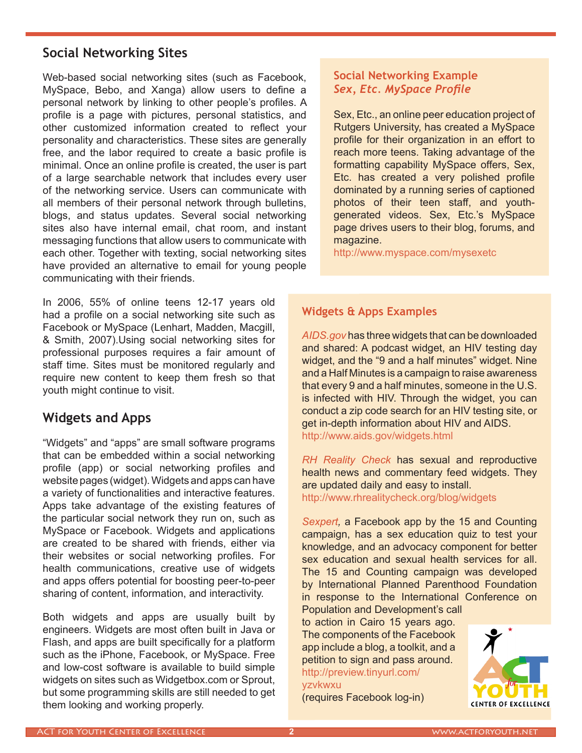## Social Networking Sites

Web-based social networking sites (such as Facebook, MySpace, Bebo, and Xanga) allow users to define a personal network by linking to other people's profiles. A profile is a page with pictures, personal statistics, and other customized information created to reflect your personality and characteristics. These sites are generally free, and the labor required to create a basic profile is minimal. Once an online profile is created, the user is part of a large searchable network that includes every user of the networking service. Users can communicate with all members of their personal network through bulletins, blogs, and status updates. Several social networking sites also have internal email, chat room, and instant messaging functions that allow users to communicate with each other. Together with texting, social networking sites have provided an alternative to email for young people communicating with their friends.

In 2006, 55% of online teens 12-17 years old had a profile on a social networking site such as Facebook or MySpace (Lenhart, Madden, Macgill, & Smith, 2007).Using social networking sites for professional purposes requires a fair amount of staff time. Sites must be monitored regularly and require new content to keep them fresh so that youth might continue to visit.

### Social Networking Example
***Sex, Etc. MySpace Profile***

Sex, Etc., an online peer education project of Rutgers University, has created a MySpace profile for their organization in an effort to reach more teens. Taking advantage of the formatting capability MySpace offers, Sex, Etc. has created a very polished profile dominated by a running series of captioned photos of their teen staff, and youth-generated videos. Sex, Etc.'s MySpace page drives users to their blog, forums, and magazine.
http://www.myspace.com/mysexetc

## Widgets and Apps

"Widgets" and "apps" are small software programs that can be embedded within a social networking profile (app) or social networking profiles and website pages (widget). Widgets and apps can have a variety of functionalities and interactive features. Apps take advantage of the existing features of the particular social network they run on, such as MySpace or Facebook. Widgets and applications are created to be shared with friends, either via their websites or social networking profiles. For health communications, creative use of widgets and apps offers potential for boosting peer-to-peer sharing of content, information, and interactivity.

Both widgets and apps are usually built by engineers. Widgets are most often built in Java or Flash, and apps are built specifically for a platform such as the iPhone, Facebook, or MySpace. Free and low-cost software is available to build simple widgets on sites such as Widgetbox.com or Sprout, but some programming skills are still needed to get them looking and working properly.

### Widgets & Apps Examples

*AIDS.gov* has three widgets that can be downloaded and shared: A podcast widget, an HIV testing day widget, and the "9 and a half minutes" widget. Nine and a Half Minutes is a campaign to raise awareness that every 9 and a half minutes, someone in the U.S. is infected with HIV. Through the widget, you can conduct a zip code search for an HIV testing site, or get in-depth information about HIV and AIDS.
http://www.aids.gov/widgets.html

*RH Reality Check* has sexual and reproductive health news and commentary feed widgets. They are updated daily and easy to install.
http://www.rhrealitycheck.org/blog/widgets

*Sexpert,* a Facebook app by the 15 and Counting campaign, has a sex education quiz to test your knowledge, and an advocacy component for better sex education and sexual health services for all. The 15 and Counting campaign was developed by International Planned Parenthood Foundation in response to the International Conference on Population and Development's call to action in Cairo 15 years ago. The components of the Facebook app include a blog, a toolkit, and a petition to sign and pass around.
http://preview.tinyurl.com/yzvkwxu
(requires Facebook log-in)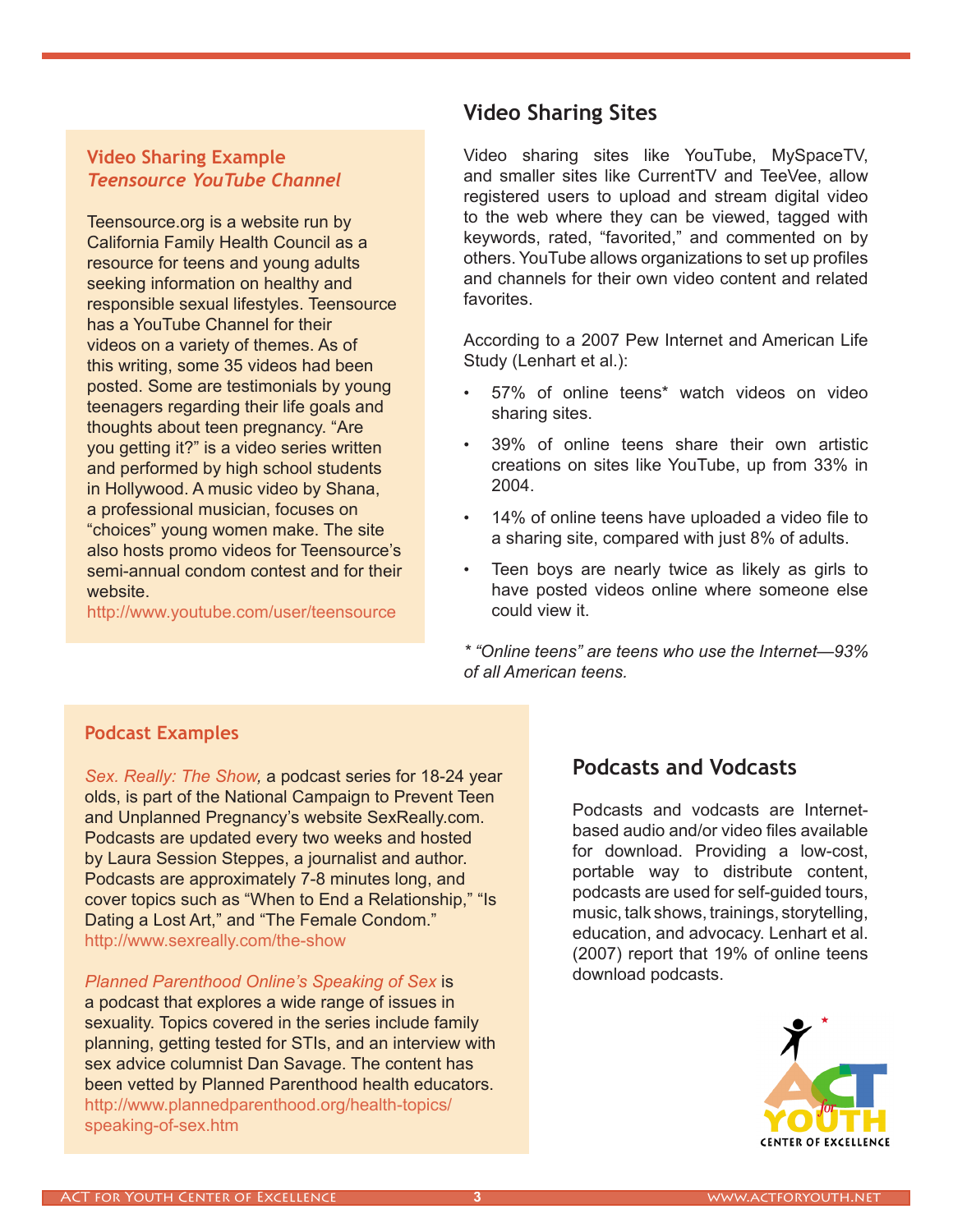## Video Sharing Example
### *Teensource YouTube Channel*

Teensource.org is a website run by California Family Health Council as a resource for teens and young adults seeking information on healthy and responsible sexual lifestyles. Teensource has a YouTube Channel for their videos on a variety of themes. As of this writing, some 35 videos had been posted. Some are testimonials by young teenagers regarding their life goals and thoughts about teen pregnancy. "Are you getting it?" is a video series written and performed by high school students in Hollywood. A music video by Shana, a professional musician, focuses on "choices" young women make. The site also hosts promo videos for Teensource's semi-annual condom contest and for their website.
http://www.youtube.com/user/teensource

## Video Sharing Sites

Video sharing sites like YouTube, MySpaceTV, and smaller sites like CurrentTV and TeeVee, allow registered users to upload and stream digital video to the web where they can be viewed, tagged with keywords, rated, "favorited," and commented on by others. YouTube allows organizations to set up profiles and channels for their own video content and related favorites.

According to a 2007 Pew Internet and American Life Study (Lenhart et al.):

- 57% of online teens* watch videos on video sharing sites.
- 39% of online teens share their own artistic creations on sites like YouTube, up from 33% in 2004.
- 14% of online teens have uploaded a video file to a sharing site, compared with just 8% of adults.
- Teen boys are nearly twice as likely as girls to have posted videos online where someone else could view it.

*\* "Online teens" are teens who use the Internet—93% of all American teens.*

## Podcast Examples

*Sex. Really: The Show,* a podcast series for 18-24 year olds, is part of the National Campaign to Prevent Teen and Unplanned Pregnancy's website SexReally.com. Podcasts are updated every two weeks and hosted by Laura Session Steppes, a journalist and author. Podcasts are approximately 7-8 minutes long, and cover topics such as "When to End a Relationship," "Is Dating a Lost Art," and "The Female Condom."
http://www.sexreally.com/the-show

*Planned Parenthood Online's Speaking of Sex* is a podcast that explores a wide range of issues in sexuality. Topics covered in the series include family planning, getting tested for STIs, and an interview with sex advice columnist Dan Savage. The content has been vetted by Planned Parenthood health educators.
http://www.plannedparenthood.org/health-topics/speaking-of-sex.htm

## Podcasts and Vodcasts

Podcasts and vodcasts are Internet-based audio and/or video files available for download. Providing a low-cost, portable way to distribute content, podcasts are used for self-guided tours, music, talk shows, trainings, storytelling, education, and advocacy. Lenhart et al. (2007) report that 19% of online teens download podcasts.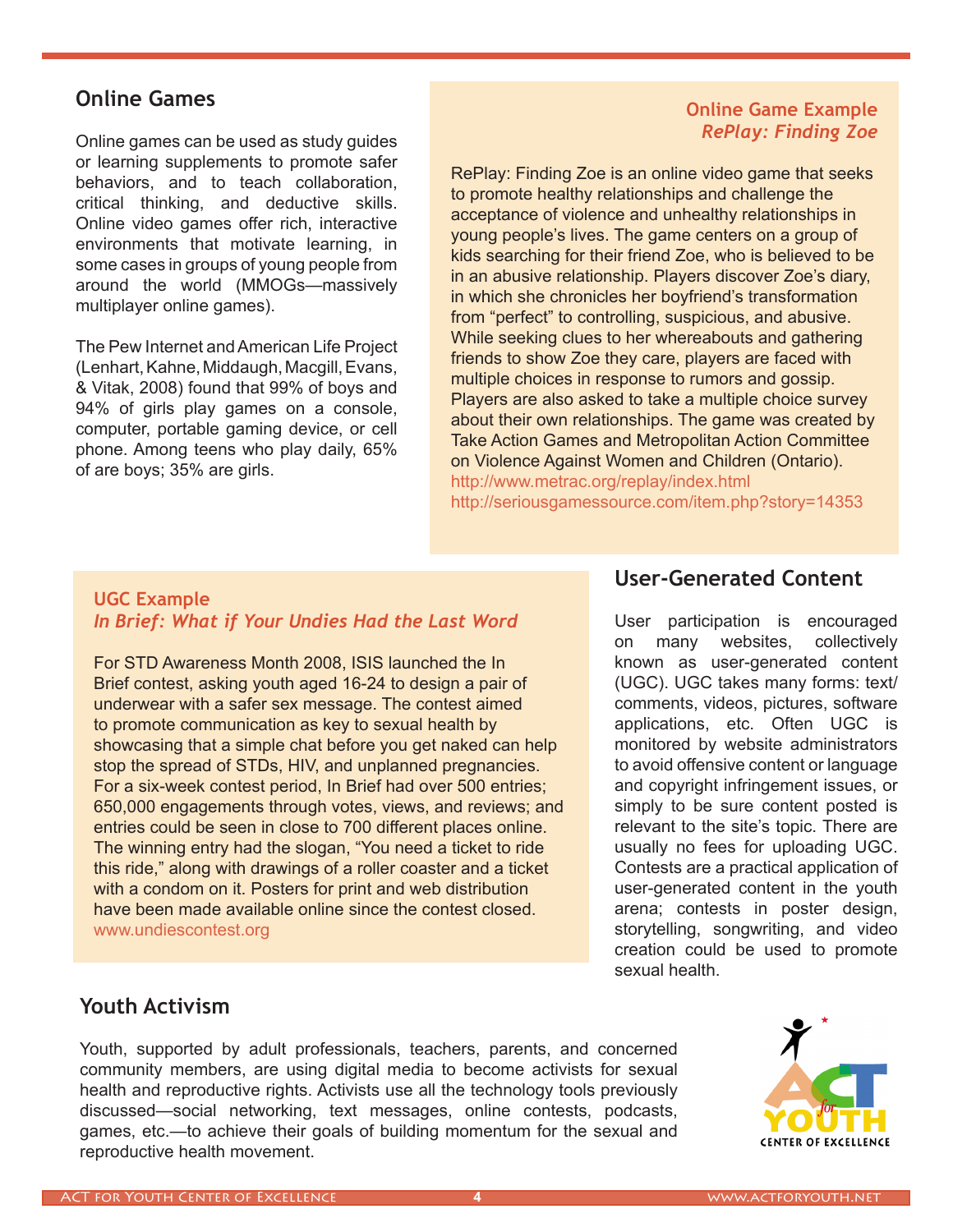## Online Games

Online games can be used as study guides or learning supplements to promote safer behaviors, and to teach collaboration, critical thinking, and deductive skills. Online video games offer rich, interactive environments that motivate learning, in some cases in groups of young people from around the world (MMOGs—massively multiplayer online games).

The Pew Internet and American Life Project (Lenhart, Kahne, Middaugh, Macgill, Evans, & Vitak, 2008) found that 99% of boys and 94% of girls play games on a console, computer, portable gaming device, or cell phone. Among teens who play daily, 65% of are boys; 35% are girls.

### Online Game Example
### *RePlay: Finding Zoe*

RePlay: Finding Zoe is an online video game that seeks to promote healthy relationships and challenge the acceptance of violence and unhealthy relationships in young people's lives. The game centers on a group of kids searching for their friend Zoe, who is believed to be in an abusive relationship. Players discover Zoe's diary, in which she chronicles her boyfriend's transformation from "perfect" to controlling, suspicious, and abusive. While seeking clues to her whereabouts and gathering friends to show Zoe they care, players are faced with multiple choices in response to rumors and gossip. Players are also asked to take a multiple choice survey about their own relationships. The game was created by Take Action Games and Metropolitan Action Committee on Violence Against Women and Children (Ontario).
http://www.metrac.org/replay/index.html
http://seriousgamessource.com/item.php?story=14353

## User-Generated Content

User participation is encouraged on many websites, collectively known as user-generated content (UGC). UGC takes many forms: text/comments, videos, pictures, software applications, etc. Often UGC is monitored by website administrators to avoid offensive content or language and copyright infringement issues, or simply to be sure content posted is relevant to the site's topic. There are usually no fees for uploading UGC. Contests are a practical application of user-generated content in the youth arena; contests in poster design, storytelling, songwriting, and video creation could be used to promote sexual health.

### UGC Example
### *In Brief: What if Your Undies Had the Last Word*

For STD Awareness Month 2008, ISIS launched the In Brief contest, asking youth aged 16-24 to design a pair of underwear with a safer sex message. The contest aimed to promote communication as key to sexual health by showcasing that a simple chat before you get naked can help stop the spread of STDs, HIV, and unplanned pregnancies. For a six-week contest period, In Brief had over 500 entries; 650,000 engagements through votes, views, and reviews; and entries could be seen in close to 700 different places online. The winning entry had the slogan, "You need a ticket to ride this ride," along with drawings of a roller coaster and a ticket with a condom on it. Posters for print and web distribution have been made available online since the contest closed.
www.undiescontest.org

## Youth Activism

Youth, supported by adult professionals, teachers, parents, and concerned community members, are using digital media to become activists for sexual health and reproductive rights. Activists use all the technology tools previously discussed—social networking, text messages, online contests, podcasts, games, etc.—to achieve their goals of building momentum for the sexual and reproductive health movement.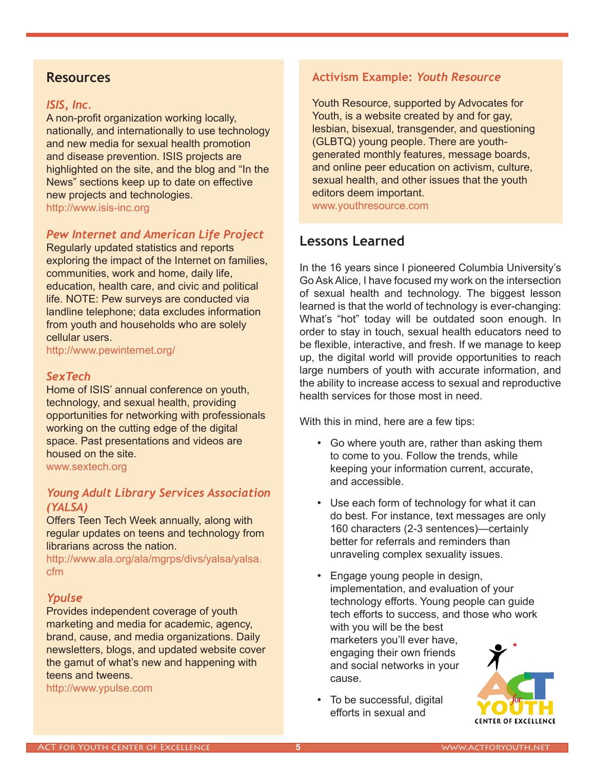## Resources

***ISIS, Inc.***
A non-profit organization working locally, nationally, and internationally to use technology and new media for sexual health promotion and disease prevention. ISIS projects are highlighted on the site, and the blog and "In the News" sections keep up to date on effective new projects and technologies.
http://www.isis-inc.org

***Pew Internet and American Life Project***
Regularly updated statistics and reports exploring the impact of the Internet on families, communities, work and home, daily life, education, health care, and civic and political life. NOTE: Pew surveys are conducted via landline telephone; data excludes information from youth and households who are solely cellular users.
http://www.pewinternet.org/

***SexTech***
Home of ISIS' annual conference on youth, technology, and sexual health, providing opportunities for networking with professionals working on the cutting edge of the digital space. Past presentations and videos are housed on the site.
www.sextech.org

***Young Adult Library Services Association (YALSA)***
Offers Teen Tech Week annually, along with regular updates on teens and technology from librarians across the nation.
http://www.ala.org/ala/mgrps/divs/yalsa/yalsa.cfm

***Ypulse***
Provides independent coverage of youth marketing and media for academic, agency, brand, cause, and media organizations. Daily newsletters, blogs, and updated website cover the gamut of what's new and happening with teens and tweens.
http://www.ypulse.com

### Activism Example: *Youth Resource*

Youth Resource, supported by Advocates for Youth, is a website created by and for gay, lesbian, bisexual, transgender, and questioning (GLBTQ) young people. There are youth-generated monthly features, message boards, and online peer education on activism, culture, sexual health, and other issues that the youth editors deem important.
www.youthresource.com

## Lessons Learned

In the 16 years since I pioneered Columbia University's Go Ask Alice, I have focused my work on the intersection of sexual health and technology. The biggest lesson learned is that the world of technology is ever-changing: What's "hot" today will be outdated soon enough. In order to stay in touch, sexual health educators need to be flexible, interactive, and fresh. If we manage to keep up, the digital world will provide opportunities to reach large numbers of youth with accurate information, and the ability to increase access to sexual and reproductive health services for those most in need.

With this in mind, here are a few tips:

- Go where youth are, rather than asking them to come to you. Follow the trends, while keeping your information current, accurate, and accessible.
- Use each form of technology for what it can do best. For instance, text messages are only 160 characters (2-3 sentences)—certainly better for referrals and reminders than unraveling complex sexuality issues.
- Engage young people in design, implementation, and evaluation of your technology efforts. Young people can guide tech efforts to success, and those who work with you will be the best marketers you'll ever have, engaging their own friends and social networks in your cause.
- To be successful, digital efforts in sexual and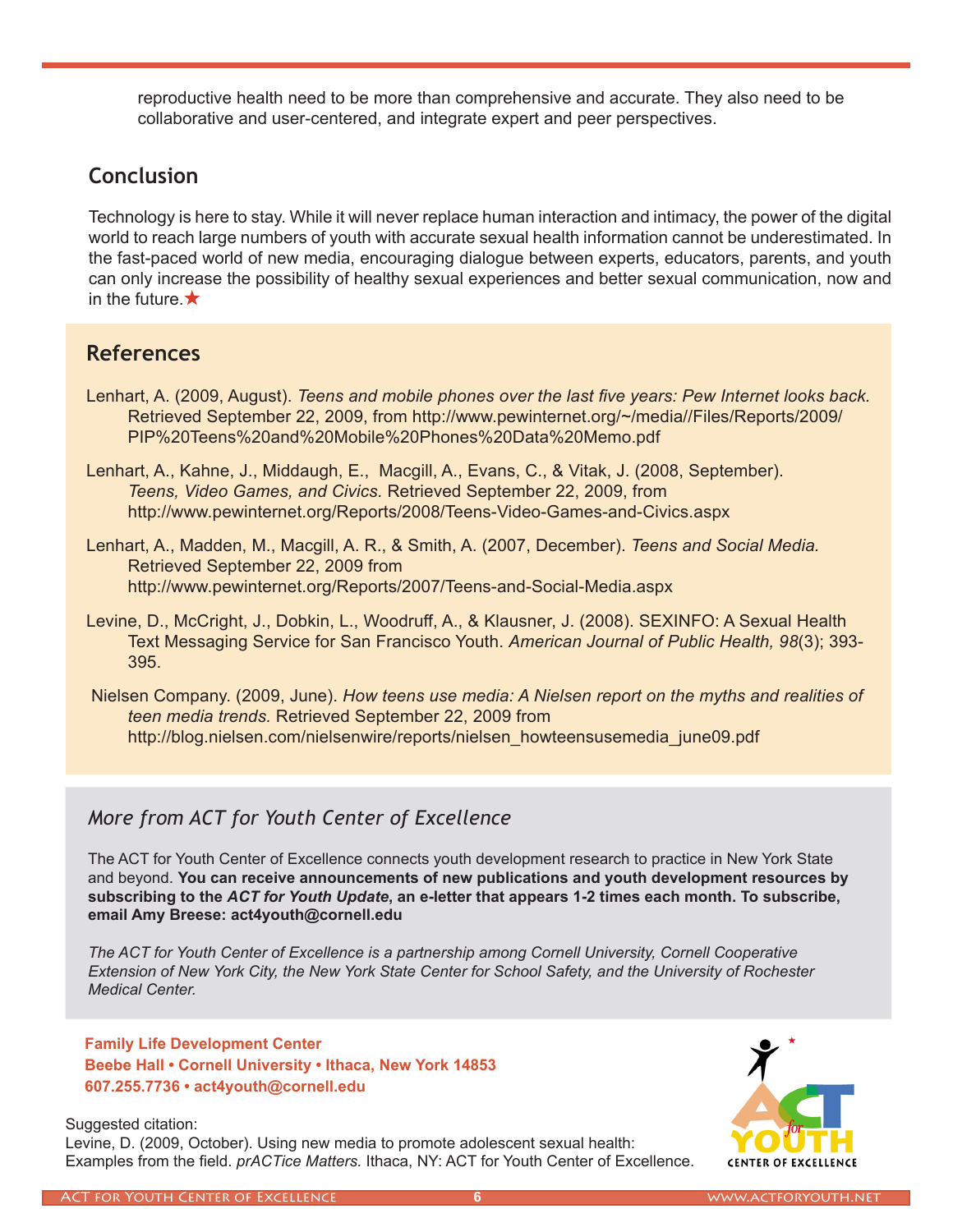reproductive health need to be more than comprehensive and accurate. They also need to be collaborative and user-centered, and integrate expert and peer perspectives.

## Conclusion

Technology is here to stay. While it will never replace human interaction and intimacy, the power of the digital world to reach large numbers of youth with accurate sexual health information cannot be underestimated. In the fast-paced world of new media, encouraging dialogue between experts, educators, parents, and youth can only increase the possibility of healthy sexual experiences and better sexual communication, now and in the future.★

## References

Lenhart, A. (2009, August). *Teens and mobile phones over the last five years: Pew Internet looks back.* Retrieved September 22, 2009, from http://www.pewinternet.org/~/media//Files/Reports/2009/PIP%20Teens%20and%20Mobile%20Phones%20Data%20Memo.pdf

Lenhart, A., Kahne, J., Middaugh, E., Macgill, A., Evans, C., & Vitak, J. (2008, September). *Teens, Video Games, and Civics.* Retrieved September 22, 2009, from http://www.pewinternet.org/Reports/2008/Teens-Video-Games-and-Civics.aspx

Lenhart, A., Madden, M., Macgill, A. R., & Smith, A. (2007, December). *Teens and Social Media.* Retrieved September 22, 2009 from http://www.pewinternet.org/Reports/2007/Teens-and-Social-Media.aspx

Levine, D., McCright, J., Dobkin, L., Woodruff, A., & Klausner, J. (2008). SEXINFO: A Sexual Health Text Messaging Service for San Francisco Youth. *American Journal of Public Health, 98*(3); 393-395.

Nielsen Company. (2009, June). *How teens use media: A Nielsen report on the myths and realities of teen media trends.* Retrieved September 22, 2009 from http://blog.nielsen.com/nielsenwire/reports/nielsen_howteensusemedia_june09.pdf

### *More from ACT for Youth Center of Excellence*

The ACT for Youth Center of Excellence connects youth development research to practice in New York State and beyond. **You can receive announcements of new publications and youth development resources by subscribing to the *ACT for Youth Update*, an e-letter that appears 1-2 times each month. To subscribe, email Amy Breese: act4youth@cornell.edu**

*The ACT for Youth Center of Excellence is a partnership among Cornell University, Cornell Cooperative Extension of New York City, the New York State Center for School Safety, and the University of Rochester Medical Center.*

**Family Life Development Center**
**Beebe Hall • Cornell University • Ithaca, New York 14853**
**607.255.7736 • act4youth@cornell.edu**

Suggested citation:
Levine, D. (2009, October). Using new media to promote adolescent sexual health: Examples from the field. *prACTice Matters.* Ithaca, NY: ACT for Youth Center of Excellence.

ACT for YOUTH CENTER OF EXCELLENCE